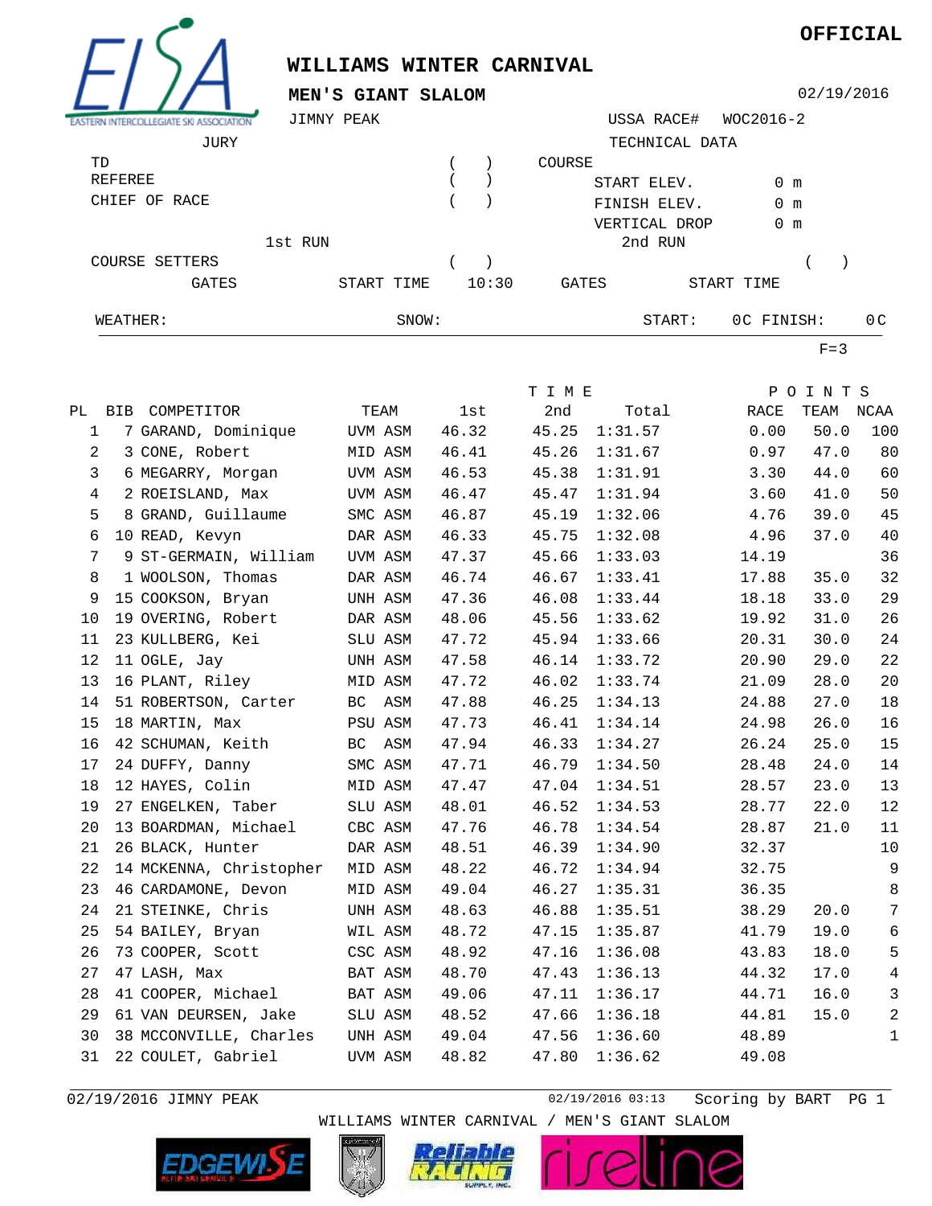**OFFICIAL**

# WILLIAMS WINTER CARNIVAL

## MEN'S GIANT SLALOM

02/19/2016

JIMNY PEAK

USSA RACE# WOC2016-2

JURY

TD ( )

REFEREE ( )

CHIEF OF RACE ( )

TECHNICAL DATA

COURSE

START ELEV. 0 m

FINISH ELEV. 0 m

VERTICAL DROP 0 m

1st RUN

COURSE SETTERS ( )

GATES START TIME 10:30

2nd RUN

( )

GATES START TIME

WEATHER: SNOW: START: 0C FINISH: 0C

F=3

| PL | BIB | COMPETITOR | TEAM | TIME 1st | 2nd | Total | POINTS RACE | TEAM | NCAA |
|---|---|---|---|---|---|---|---|---|---|
| 1 | 7 | GARAND, Dominique | UVM ASM | 46.32 | 45.25 | 1:31.57 | 0.00 | 50.0 | 100 |
| 2 | 3 | CONE, Robert | MID ASM | 46.41 | 45.26 | 1:31.67 | 0.97 | 47.0 | 80 |
| 3 | 6 | MEGARRY, Morgan | UVM ASM | 46.53 | 45.38 | 1:31.91 | 3.30 | 44.0 | 60 |
| 4 | 2 | ROEISLAND, Max | UVM ASM | 46.47 | 45.47 | 1:31.94 | 3.60 | 41.0 | 50 |
| 5 | 8 | GRAND, Guillaume | SMC ASM | 46.87 | 45.19 | 1:32.06 | 4.76 | 39.0 | 45 |
| 6 | 10 | READ, Kevyn | DAR ASM | 46.33 | 45.75 | 1:32.08 | 4.96 | 37.0 | 40 |
| 7 | 9 | ST-GERMAIN, William | UVM ASM | 47.37 | 45.66 | 1:33.03 | 14.19 | | 36 |
| 8 | 1 | WOOLSON, Thomas | DAR ASM | 46.74 | 46.67 | 1:33.41 | 17.88 | 35.0 | 32 |
| 9 | 15 | COOKSON, Bryan | UNH ASM | 47.36 | 46.08 | 1:33.44 | 18.18 | 33.0 | 29 |
| 10 | 19 | OVERING, Robert | DAR ASM | 48.06 | 45.56 | 1:33.62 | 19.92 | 31.0 | 26 |
| 11 | 23 | KULLBERG, Kei | SLU ASM | 47.72 | 45.94 | 1:33.66 | 20.31 | 30.0 | 24 |
| 12 | 11 | OGLE, Jay | UNH ASM | 47.58 | 46.14 | 1:33.72 | 20.90 | 29.0 | 22 |
| 13 | 16 | PLANT, Riley | MID ASM | 47.72 | 46.02 | 1:33.74 | 21.09 | 28.0 | 20 |
| 14 | 51 | ROBERTSON, Carter | BC ASM | 47.88 | 46.25 | 1:34.13 | 24.88 | 27.0 | 18 |
| 15 | 18 | MARTIN, Max | PSU ASM | 47.73 | 46.41 | 1:34.14 | 24.98 | 26.0 | 16 |
| 16 | 42 | SCHUMAN, Keith | BC ASM | 47.94 | 46.33 | 1:34.27 | 26.24 | 25.0 | 15 |
| 17 | 24 | DUFFY, Danny | SMC ASM | 47.71 | 46.79 | 1:34.50 | 28.48 | 24.0 | 14 |
| 18 | 12 | HAYES, Colin | MID ASM | 47.47 | 47.04 | 1:34.51 | 28.57 | 23.0 | 13 |
| 19 | 27 | ENGELKEN, Taber | SLU ASM | 48.01 | 46.52 | 1:34.53 | 28.77 | 22.0 | 12 |
| 20 | 13 | BOARDMAN, Michael | CBC ASM | 47.76 | 46.78 | 1:34.54 | 28.87 | 21.0 | 11 |
| 21 | 26 | BLACK, Hunter | DAR ASM | 48.51 | 46.39 | 1:34.90 | 32.37 | | 10 |
| 22 | 14 | MCKENNA, Christopher | MID ASM | 48.22 | 46.72 | 1:34.94 | 32.75 | | 9 |
| 23 | 46 | CARDAMONE, Devon | MID ASM | 49.04 | 46.27 | 1:35.31 | 36.35 | | 8 |
| 24 | 21 | STEINKE, Chris | UNH ASM | 48.63 | 46.88 | 1:35.51 | 38.29 | 20.0 | 7 |
| 25 | 54 | BAILEY, Bryan | WIL ASM | 48.72 | 47.15 | 1:35.87 | 41.79 | 19.0 | 6 |
| 26 | 73 | COOPER, Scott | CSC ASM | 48.92 | 47.16 | 1:36.08 | 43.83 | 18.0 | 5 |
| 27 | 47 | LASH, Max | BAT ASM | 48.70 | 47.43 | 1:36.13 | 44.32 | 17.0 | 4 |
| 28 | 41 | COOPER, Michael | BAT ASM | 49.06 | 47.11 | 1:36.17 | 44.71 | 16.0 | 3 |
| 29 | 61 | VAN DEURSEN, Jake | SLU ASM | 48.52 | 47.66 | 1:36.18 | 44.81 | 15.0 | 2 |
| 30 | 38 | MCCONVILLE, Charles | UNH ASM | 49.04 | 47.56 | 1:36.60 | 48.89 | | 1 |
| 31 | 22 | COULET, Gabriel | UVM ASM | 48.82 | 47.80 | 1:36.62 | 49.08 | | |

02/19/2016 JIMNY PEAK 02/19/2016 03:13 Scoring by BART

WILLIAMS WINTER CARNIVAL / MEN'S GIANT SLALOM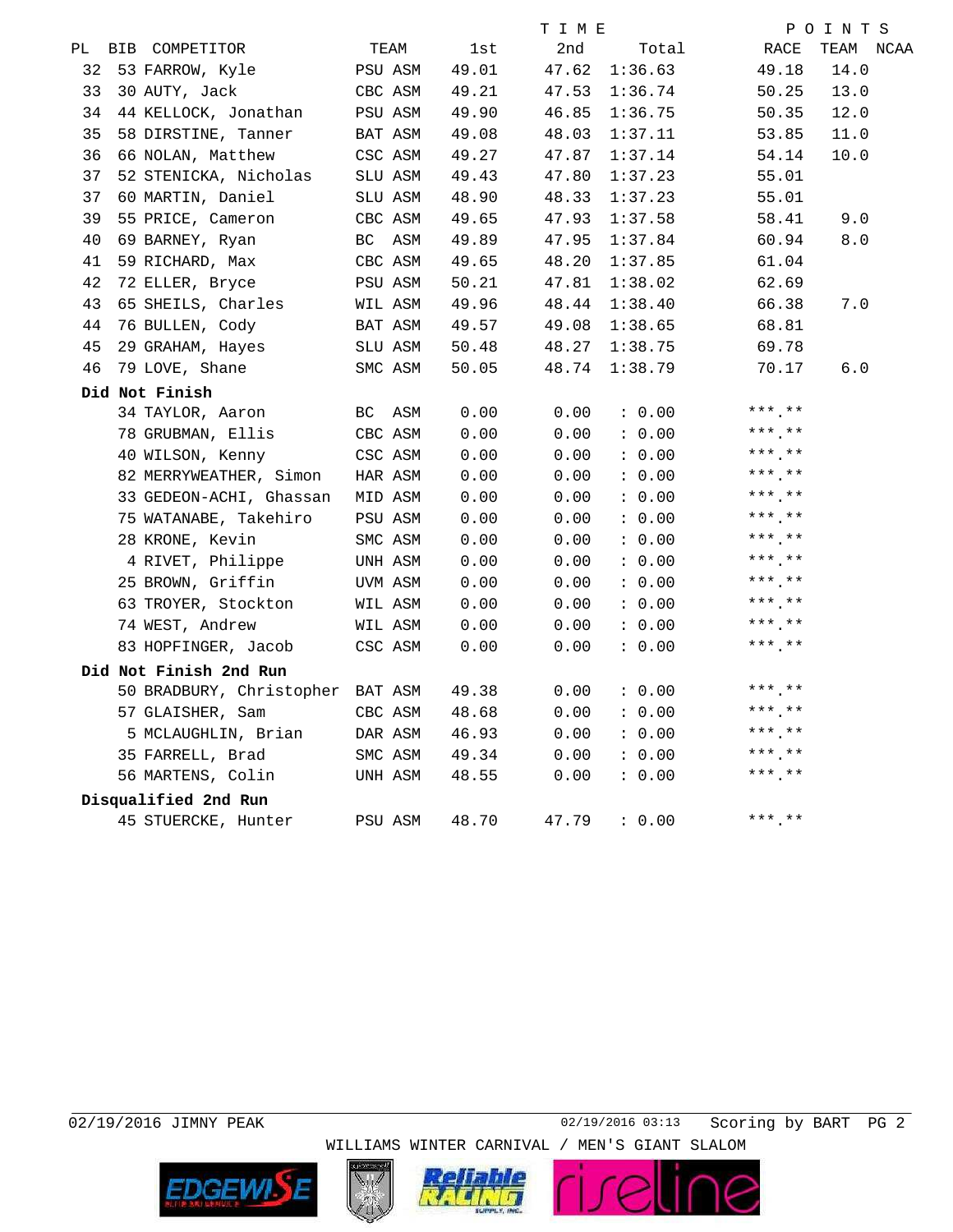| PL | BIB | COMPETITOR | TEAM | TIME 1st | TIME 2nd | TIME Total | POINTS RACE | POINTS TEAM | POINTS NCAA |
|---|---|---|---|---|---|---|---|---|---|
| 32 | 53 | FARROW, Kyle | PSU ASM | 49.01 | 47.62 | 1:36.63 | 49.18 | 14.0 | |
| 33 | 30 | AUTY, Jack | CBC ASM | 49.21 | 47.53 | 1:36.74 | 50.25 | 13.0 | |
| 34 | 44 | KELLOCK, Jonathan | PSU ASM | 49.90 | 46.85 | 1:36.75 | 50.35 | 12.0 | |
| 35 | 58 | DIRSTINE, Tanner | BAT ASM | 49.08 | 48.03 | 1:37.11 | 53.85 | 11.0 | |
| 36 | 66 | NOLAN, Matthew | CSC ASM | 49.27 | 47.87 | 1:37.14 | 54.14 | 10.0 | |
| 37 | 52 | STENICKA, Nicholas | SLU ASM | 49.43 | 47.80 | 1:37.23 | 55.01 | | |
| 37 | 60 | MARTIN, Daniel | SLU ASM | 48.90 | 48.33 | 1:37.23 | 55.01 | | |
| 39 | 55 | PRICE, Cameron | CBC ASM | 49.65 | 47.93 | 1:37.58 | 58.41 | 9.0 | |
| 40 | 69 | BARNEY, Ryan | BC ASM | 49.89 | 47.95 | 1:37.84 | 60.94 | 8.0 | |
| 41 | 59 | RICHARD, Max | CBC ASM | 49.65 | 48.20 | 1:37.85 | 61.04 | | |
| 42 | 72 | ELLER, Bryce | PSU ASM | 50.21 | 47.81 | 1:38.02 | 62.69 | | |
| 43 | 65 | SHEILS, Charles | WIL ASM | 49.96 | 48.44 | 1:38.40 | 66.38 | 7.0 | |
| 44 | 76 | BULLEN, Cody | BAT ASM | 49.57 | 49.08 | 1:38.65 | 68.81 | | |
| 45 | 29 | GRAHAM, Hayes | SLU ASM | 50.48 | 48.27 | 1:38.75 | 69.78 | | |
| 46 | 79 | LOVE, Shane | SMC ASM | 50.05 | 48.74 | 1:38.79 | 70.17 | 6.0 | |
| **Did Not Finish** | | | | | | | | | |
| | 34 | TAYLOR, Aaron | BC ASM | 0.00 | 0.00 | : 0.00 | ***.** | | |
| | 78 | GRUBMAN, Ellis | CBC ASM | 0.00 | 0.00 | : 0.00 | ***.** | | |
| | 40 | WILSON, Kenny | CSC ASM | 0.00 | 0.00 | : 0.00 | ***.** | | |
| | 82 | MERRYWEATHER, Simon | HAR ASM | 0.00 | 0.00 | : 0.00 | ***.** | | |
| | 33 | GEDEON-ACHI, Ghassan | MID ASM | 0.00 | 0.00 | : 0.00 | ***.** | | |
| | 75 | WATANABE, Takehiro | PSU ASM | 0.00 | 0.00 | : 0.00 | ***.** | | |
| | 28 | KRONE, Kevin | SMC ASM | 0.00 | 0.00 | : 0.00 | ***.** | | |
| | 4 | RIVET, Philippe | UNH ASM | 0.00 | 0.00 | : 0.00 | ***.** | | |
| | 25 | BROWN, Griffin | UVM ASM | 0.00 | 0.00 | : 0.00 | ***.** | | |
| | 63 | TROYER, Stockton | WIL ASM | 0.00 | 0.00 | : 0.00 | ***.** | | |
| | 74 | WEST, Andrew | WIL ASM | 0.00 | 0.00 | : 0.00 | ***.** | | |
| | 83 | HOPFINGER, Jacob | CSC ASM | 0.00 | 0.00 | : 0.00 | ***.** | | |
| **Did Not Finish 2nd Run** | | | | | | | | | |
| | 50 | BRADBURY, Christopher | BAT ASM | 49.38 | 0.00 | : 0.00 | ***.** | | |
| | 57 | GLAISHER, Sam | CBC ASM | 48.68 | 0.00 | : 0.00 | ***.** | | |
| | 5 | MCLAUGHLIN, Brian | DAR ASM | 46.93 | 0.00 | : 0.00 | ***.** | | |
| | 35 | FARRELL, Brad | SMC ASM | 49.34 | 0.00 | : 0.00 | ***.** | | |
| | 56 | MARTENS, Colin | UNH ASM | 48.55 | 0.00 | : 0.00 | ***.** | | |
| **Disqualified 2nd Run** | | | | | | | | | |
| | 45 | STUERCKE, Hunter | PSU ASM | 48.70 | 47.79 | : 0.00 | ***.** | | |

02/19/2016 JIMNY PEAK 02/19/2016 03:13 Scoring by BART

WILLIAMS WINTER CARNIVAL / MEN'S GIANT SLALOM